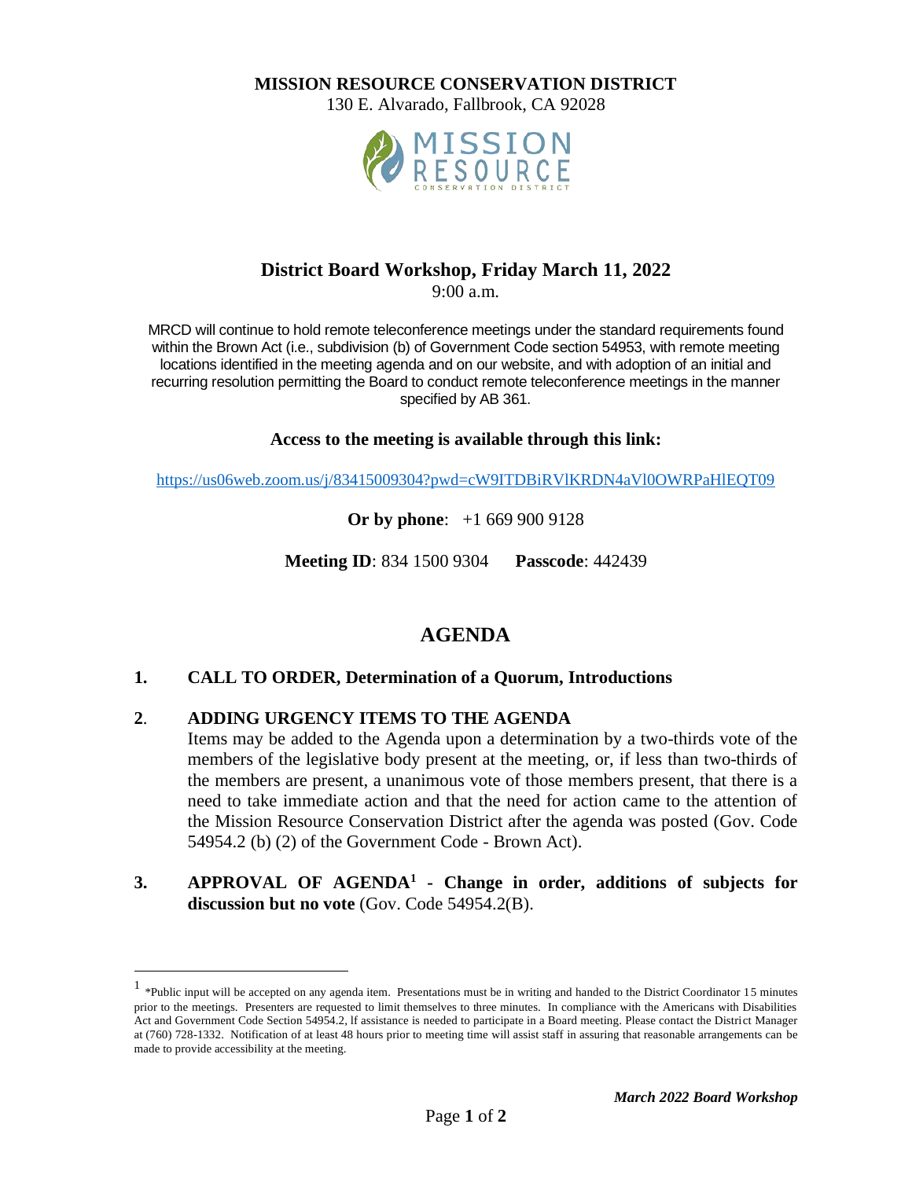**MISSION RESOURCE CONSERVATION DISTRICT**

130 E. Alvarado, Fallbrook, CA 92028

## District Board Workshop, Friday March 11, 2022

9:00 a.m.

MRCD will continue to hold remote teleconference meetings under the standard requirements found within the Brown Act (i.e., subdivision (b) of Government Code section 54953, with remote meeting locations identified in the meeting agenda and on our website, and with adoption of an initial and recurring resolution permitting the Board to conduct remote teleconference meetings in the manner specified by AB 361.

**Access to the meeting is available through this link:**

https://us06web.zoom.us/j/83415009304?pwd=cW9ITDBiRVlKRDN4aVl0OWRPaHlEQT09

**Or by phone**: +1 669 900 9128

**Meeting ID**: 834 1500 9304 **Passcode**: 442439

# AGENDA

**1. CALL TO ORDER, Determination of a Quorum, Introductions**

**2. ADDING URGENCY ITEMS TO THE AGENDA**

Items may be added to the Agenda upon a determination by a two-thirds vote of the members of the legislative body present at the meeting, or, if less than two-thirds of the members are present, a unanimous vote of those members present, that there is a need to take immediate action and that the need for action came to the attention of the Mission Resource Conservation District after the agenda was posted (Gov. Code 54954.2 (b) (2) of the Government Code - Brown Act).

**3. APPROVAL OF AGENDA[1] - Change in order, additions of subjects for discussion but no vote** (Gov. Code 54954.2(B).

---

[1] *Public input will be accepted on any agenda item. Presentations must be in writing and handed to the District Coordinator 15 minutes prior to the meetings. Presenters are requested to limit themselves to three minutes. In compliance with the Americans with Disabilities Act and Government Code Section 54954.2, lf assistance is needed to participate in a Board meeting. Please contact the District Manager at (760) 728-1332. Notification of at least 48 hours prior to meeting time will assist staff in assuring that reasonable arrangements can be made to provide accessibility at the meeting.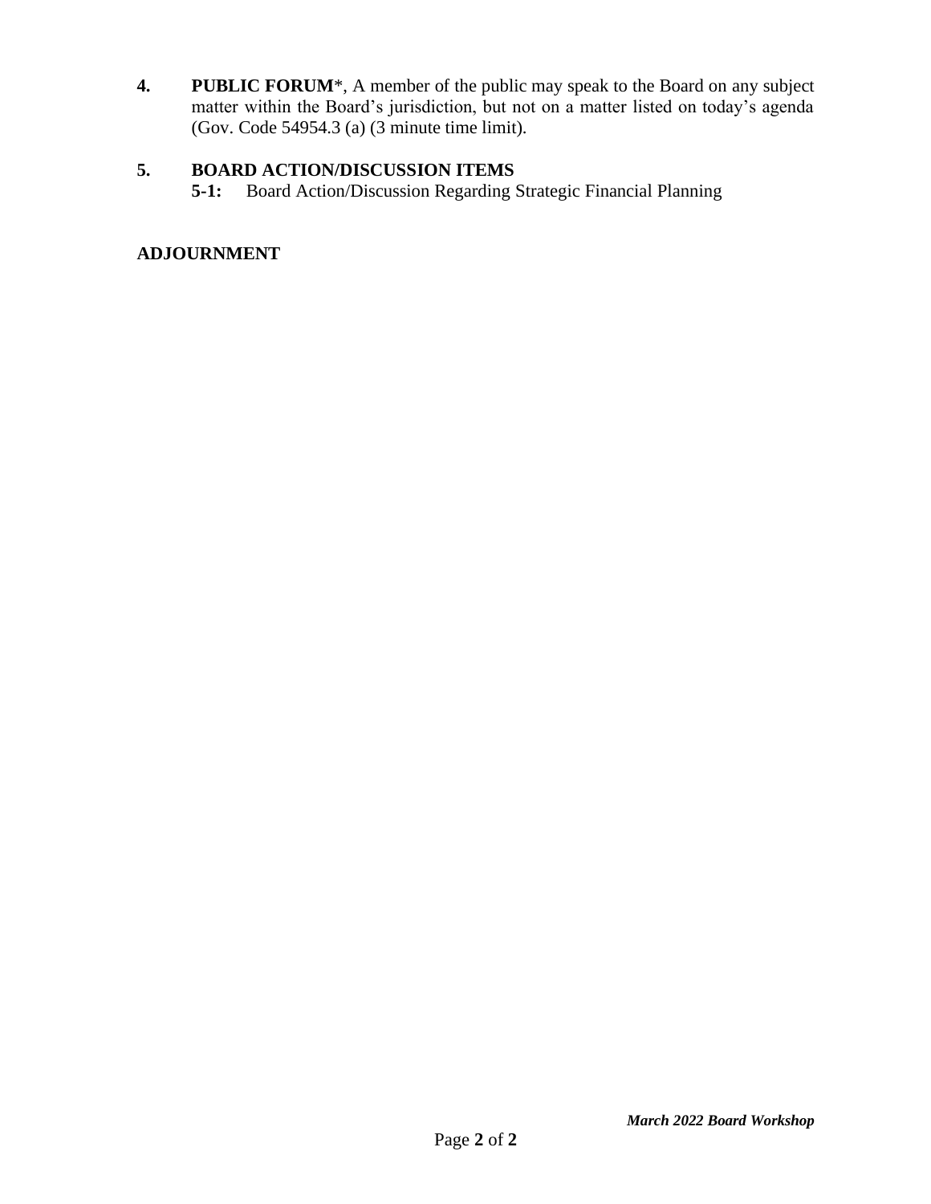**4.** **PUBLIC FORUM***, A member of the public may speak to the Board on any subject matter within the Board's jurisdiction, but not on a matter listed on today's agenda (Gov. Code 54954.3 (a) (3 minute time limit).

**5.** **BOARD ACTION/DISCUSSION ITEMS**

**5-1:** Board Action/Discussion Regarding Strategic Financial Planning

**ADJOURNMENT**